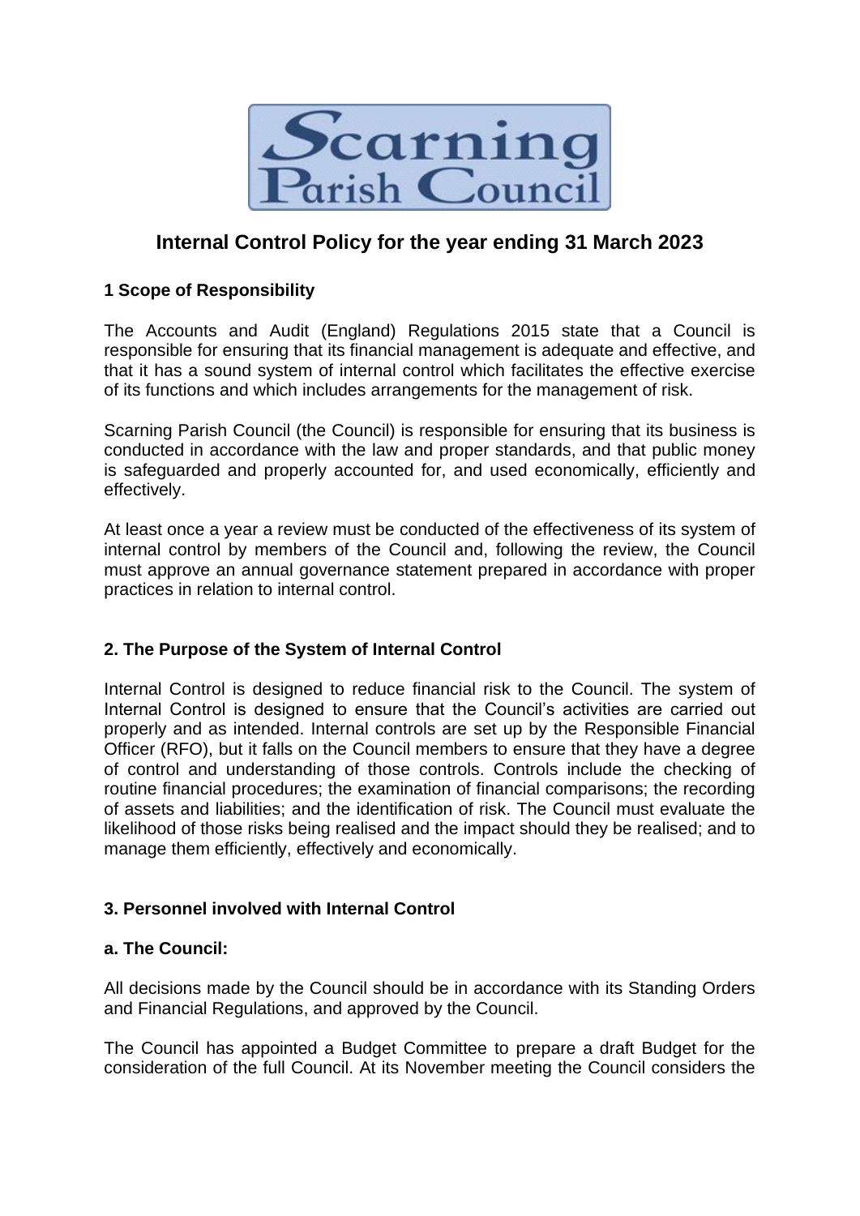# Internal Control Policy for the year ending 31 March 2023

## 1 Scope of Responsibility

The Accounts and Audit (England) Regulations 2015 state that a Council is responsible for ensuring that its financial management is adequate and effective, and that it has a sound system of internal control which facilitates the effective exercise of its functions and which includes arrangements for the management of risk.

Scarning Parish Council (the Council) is responsible for ensuring that its business is conducted in accordance with the law and proper standards, and that public money is safeguarded and properly accounted for, and used economically, efficiently and effectively.

At least once a year a review must be conducted of the effectiveness of its system of internal control by members of the Council and, following the review, the Council must approve an annual governance statement prepared in accordance with proper practices in relation to internal control.

## 2. The Purpose of the System of Internal Control

Internal Control is designed to reduce financial risk to the Council. The system of Internal Control is designed to ensure that the Council's activities are carried out properly and as intended. Internal controls are set up by the Responsible Financial Officer (RFO), but it falls on the Council members to ensure that they have a degree of control and understanding of those controls. Controls include the checking of routine financial procedures; the examination of financial comparisons; the recording of assets and liabilities; and the identification of risk. The Council must evaluate the likelihood of those risks being realised and the impact should they be realised; and to manage them efficiently, effectively and economically.

## 3. Personnel involved with Internal Control

### a. The Council:

All decisions made by the Council should be in accordance with its Standing Orders and Financial Regulations, and approved by the Council.

The Council has appointed a Budget Committee to prepare a draft Budget for the consideration of the full Council. At its November meeting the Council considers the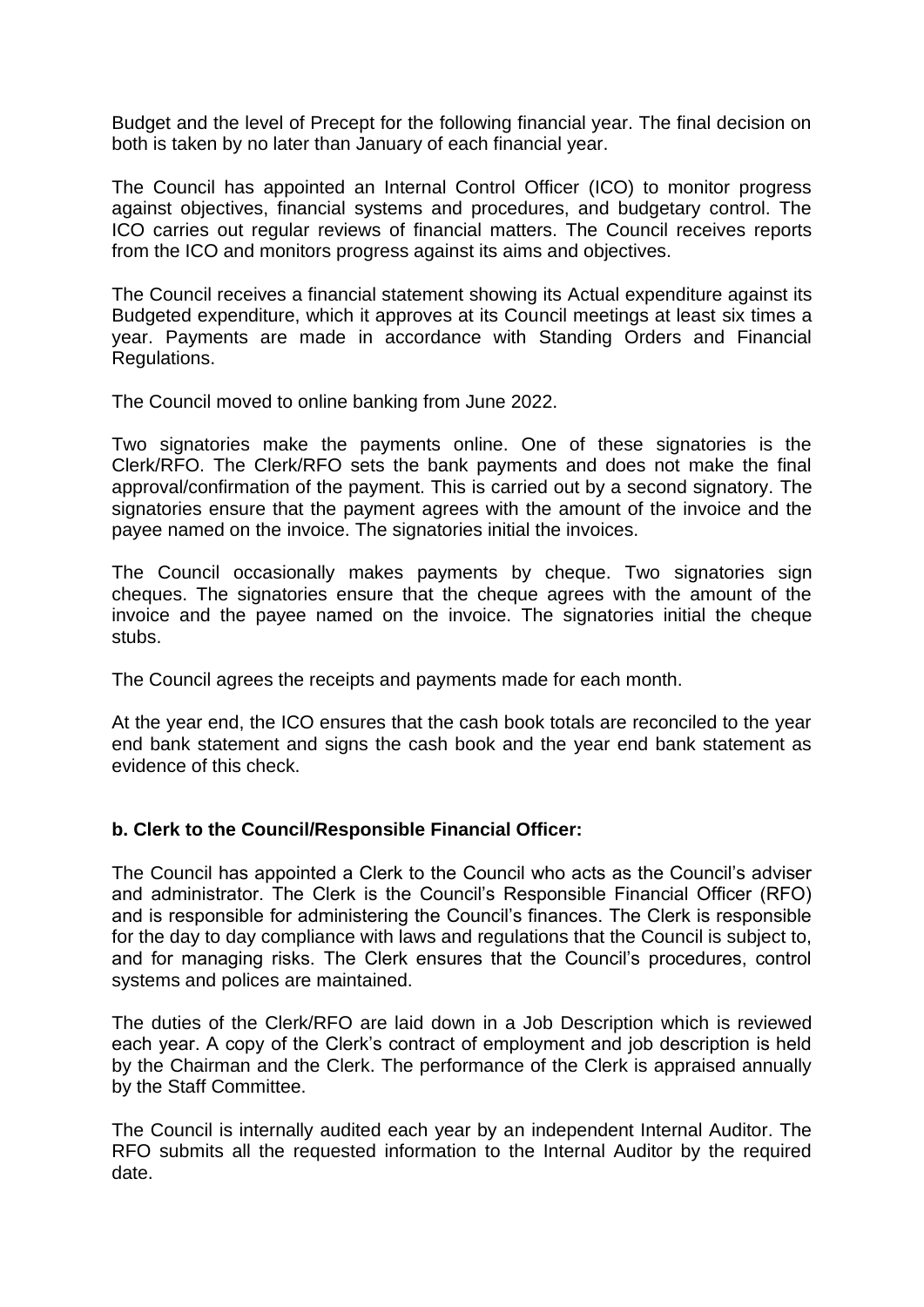Budget and the level of Precept for the following financial year. The final decision on both is taken by no later than January of each financial year.

The Council has appointed an Internal Control Officer (ICO) to monitor progress against objectives, financial systems and procedures, and budgetary control. The ICO carries out regular reviews of financial matters. The Council receives reports from the ICO and monitors progress against its aims and objectives.

The Council receives a financial statement showing its Actual expenditure against its Budgeted expenditure, which it approves at its Council meetings at least six times a year. Payments are made in accordance with Standing Orders and Financial Regulations.

The Council moved to online banking from June 2022.

Two signatories make the payments online. One of these signatories is the Clerk/RFO. The Clerk/RFO sets the bank payments and does not make the final approval/confirmation of the payment. This is carried out by a second signatory. The signatories ensure that the payment agrees with the amount of the invoice and the payee named on the invoice. The signatories initial the invoices.

The Council occasionally makes payments by cheque. Two signatories sign cheques. The signatories ensure that the cheque agrees with the amount of the invoice and the payee named on the invoice. The signatories initial the cheque stubs.

The Council agrees the receipts and payments made for each month.

At the year end, the ICO ensures that the cash book totals are reconciled to the year end bank statement and signs the cash book and the year end bank statement as evidence of this check.

**b. Clerk to the Council/Responsible Financial Officer:**

The Council has appointed a Clerk to the Council who acts as the Council's adviser and administrator. The Clerk is the Council's Responsible Financial Officer (RFO) and is responsible for administering the Council's finances. The Clerk is responsible for the day to day compliance with laws and regulations that the Council is subject to, and for managing risks. The Clerk ensures that the Council's procedures, control systems and polices are maintained.

The duties of the Clerk/RFO are laid down in a Job Description which is reviewed each year. A copy of the Clerk's contract of employment and job description is held by the Chairman and the Clerk. The performance of the Clerk is appraised annually by the Staff Committee.

The Council is internally audited each year by an independent Internal Auditor. The RFO submits all the requested information to the Internal Auditor by the required date.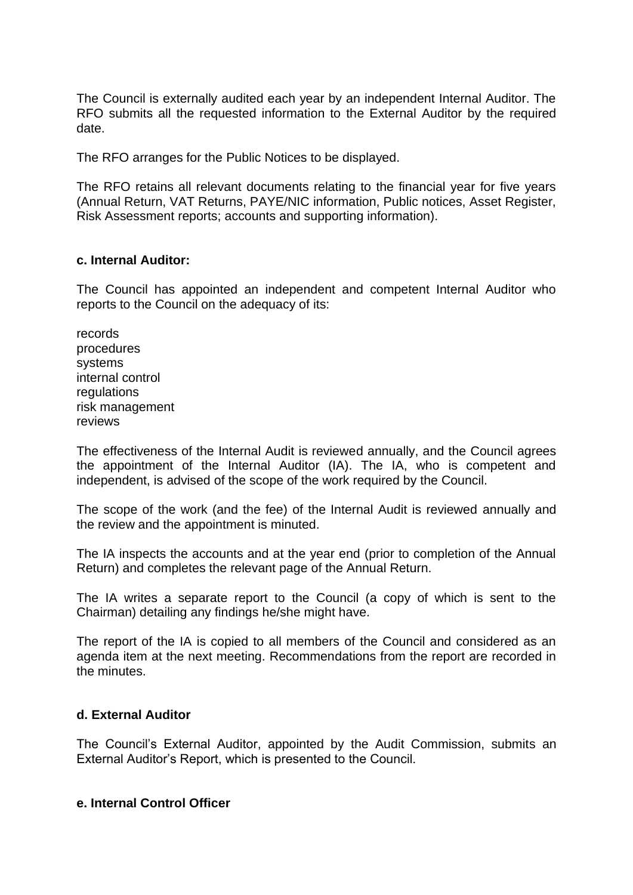The Council is externally audited each year by an independent Internal Auditor. The RFO submits all the requested information to the External Auditor by the required date.

The RFO arranges for the Public Notices to be displayed.

The RFO retains all relevant documents relating to the financial year for five years (Annual Return, VAT Returns, PAYE/NIC information, Public notices, Asset Register, Risk Assessment reports; accounts and supporting information).

**c. Internal Auditor:**

The Council has appointed an independent and competent Internal Auditor who reports to the Council on the adequacy of its:

records
procedures
systems
internal control
regulations
risk management
reviews

The effectiveness of the Internal Audit is reviewed annually, and the Council agrees the appointment of the Internal Auditor (IA). The IA, who is competent and independent, is advised of the scope of the work required by the Council.

The scope of the work (and the fee) of the Internal Audit is reviewed annually and the review and the appointment is minuted.

The IA inspects the accounts and at the year end (prior to completion of the Annual Return) and completes the relevant page of the Annual Return.

The IA writes a separate report to the Council (a copy of which is sent to the Chairman) detailing any findings he/she might have.

The report of the IA is copied to all members of the Council and considered as an agenda item at the next meeting. Recommendations from the report are recorded in the minutes.

**d. External Auditor**

The Council's External Auditor, appointed by the Audit Commission, submits an External Auditor's Report, which is presented to the Council.

**e. Internal Control Officer**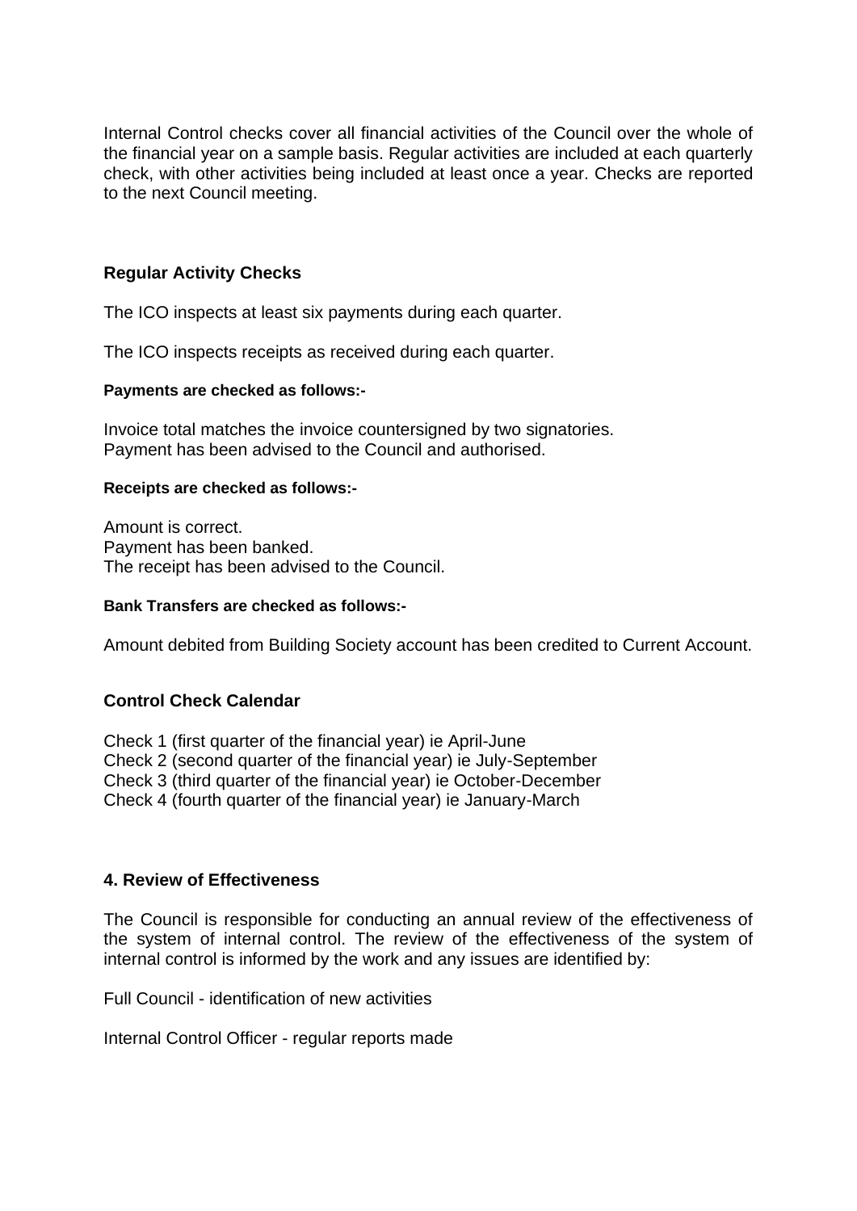Internal Control checks cover all financial activities of the Council over the whole of the financial year on a sample basis. Regular activities are included at each quarterly check, with other activities being included at least once a year. Checks are reported to the next Council meeting.

### Regular Activity Checks

The ICO inspects at least six payments during each quarter.

The ICO inspects receipts as received during each quarter.

#### Payments are checked as follows:-

Invoice total matches the invoice countersigned by two signatories.
Payment has been advised to the Council and authorised.

#### Receipts are checked as follows:-

Amount is correct.
Payment has been banked.
The receipt has been advised to the Council.

#### Bank Transfers are checked as follows:-

Amount debited from Building Society account has been credited to Current Account.

### Control Check Calendar

Check 1 (first quarter of the financial year) ie April-June
Check 2 (second quarter of the financial year) ie July-September
Check 3 (third quarter of the financial year) ie October-December
Check 4 (fourth quarter of the financial year) ie January-March

## 4. Review of Effectiveness

The Council is responsible for conducting an annual review of the effectiveness of the system of internal control. The review of the effectiveness of the system of internal control is informed by the work and any issues are identified by:

Full Council - identification of new activities

Internal Control Officer - regular reports made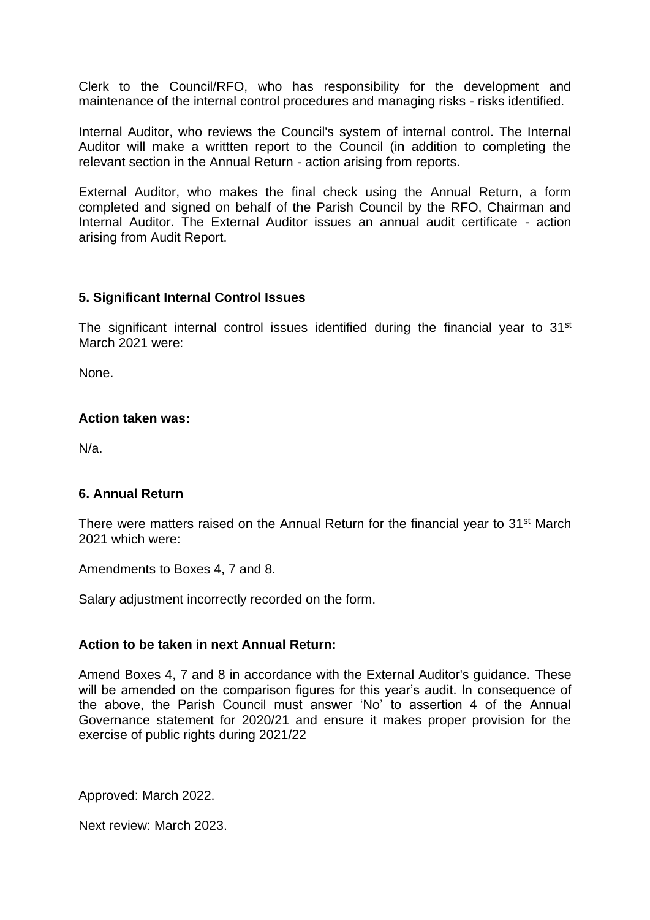Clerk to the Council/RFO, who has responsibility for the development and maintenance of the internal control procedures and managing risks - risks identified.

Internal Auditor, who reviews the Council's system of internal control. The Internal Auditor will make a writtten report to the Council (in addition to completing the relevant section in the Annual Return - action arising from reports.

External Auditor, who makes the final check using the Annual Return, a form completed and signed on behalf of the Parish Council by the RFO, Chairman and Internal Auditor. The External Auditor issues an annual audit certificate - action arising from Audit Report.

**5. Significant Internal Control Issues**

The significant internal control issues identified during the financial year to 31st March 2021 were:

None.

**Action taken was:**

N/a.

**6. Annual Return**

There were matters raised on the Annual Return for the financial year to 31st March 2021 which were:

Amendments to Boxes 4, 7 and 8.

Salary adjustment incorrectly recorded on the form.

**Action to be taken in next Annual Return:**

Amend Boxes 4, 7 and 8 in accordance with the External Auditor's guidance. These will be amended on the comparison figures for this year's audit. In consequence of the above, the Parish Council must answer 'No' to assertion 4 of the Annual Governance statement for 2020/21 and ensure it makes proper provision for the exercise of public rights during 2021/22

Approved: March 2022.

Next review: March 2023.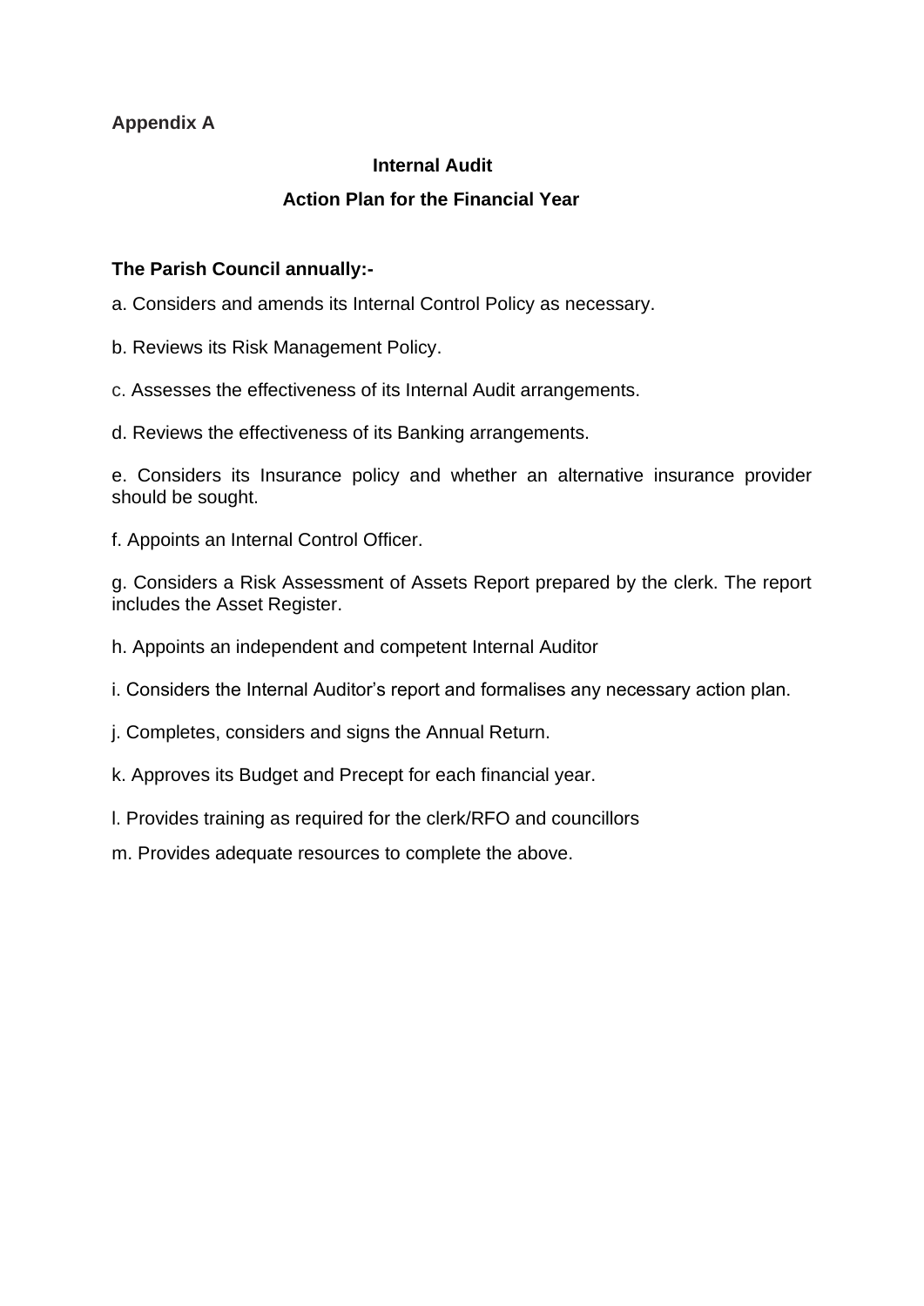**Appendix A**

## Internal Audit

## Action Plan for the Financial Year

**The Parish Council annually:-**

a. Considers and amends its Internal Control Policy as necessary.

b. Reviews its Risk Management Policy.

c. Assesses the effectiveness of its Internal Audit arrangements.

d. Reviews the effectiveness of its Banking arrangements.

e. Considers its Insurance policy and whether an alternative insurance provider should be sought.

f. Appoints an Internal Control Officer.

g. Considers a Risk Assessment of Assets Report prepared by the clerk. The report includes the Asset Register.

h. Appoints an independent and competent Internal Auditor

i. Considers the Internal Auditor's report and formalises any necessary action plan.

j. Completes, considers and signs the Annual Return.

k. Approves its Budget and Precept for each financial year.

l. Provides training as required for the clerk/RFO and councillors

m. Provides adequate resources to complete the above.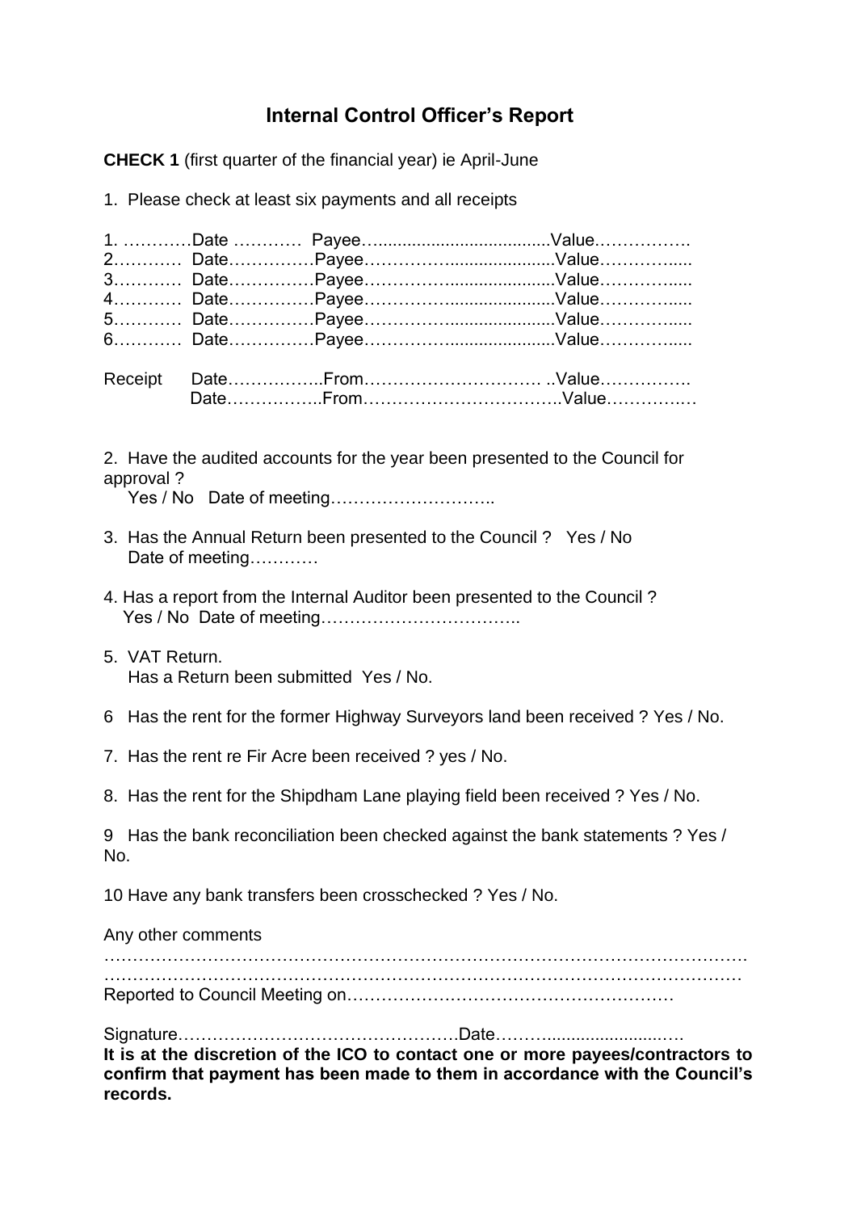# Internal Control Officer's Report

**CHECK 1** (first quarter of the financial year) ie April-June

1. Please check at least six payments and all receipts

1. …………Date ………… Payee…..................................Value…………….
2………… Date……………Payee……………....................Value…………....
3………… Date……………Payee……………....................Value…………....
4………… Date……………Payee………………..................Value…………....
5………… Date……………Payee………………..................Value…………....
6………… Date……………Payee……………....................Value…………....

Receipt Date……………..From………………………… ..Value…………….
Date……………..From…………….………………..Value……………

2. Have the audited accounts for the year been presented to the Council for approval ?
Yes / No Date of meeting………………………..

3. Has the Annual Return been presented to the Council ? Yes / No
Date of meeting…………

4. Has a report from the Internal Auditor been presented to the Council ?
Yes / No Date of meeting……………………………..

5. VAT Return.
Has a Return been submitted Yes / No.

6 Has the rent for the former Highway Surveyors land been received ? Yes / No.

7. Has the rent re Fir Acre been received ? yes / No.

8. Has the rent for the Shipdham Lane playing field been received ? Yes / No.

9 Has the bank reconciliation been checked against the bank statements ? Yes / No.

10 Have any bank transfers been crosschecked ? Yes / No.

Any other comments
……………………………………………………………………………………………
……………………………………………………………………………………………
Reported to Council Meeting on………………………………………………

Signature………………………………………….Date……….......................….

**It is at the discretion of the ICO to contact one or more payees/contractors to confirm that payment has been made to them in accordance with the Council's records.**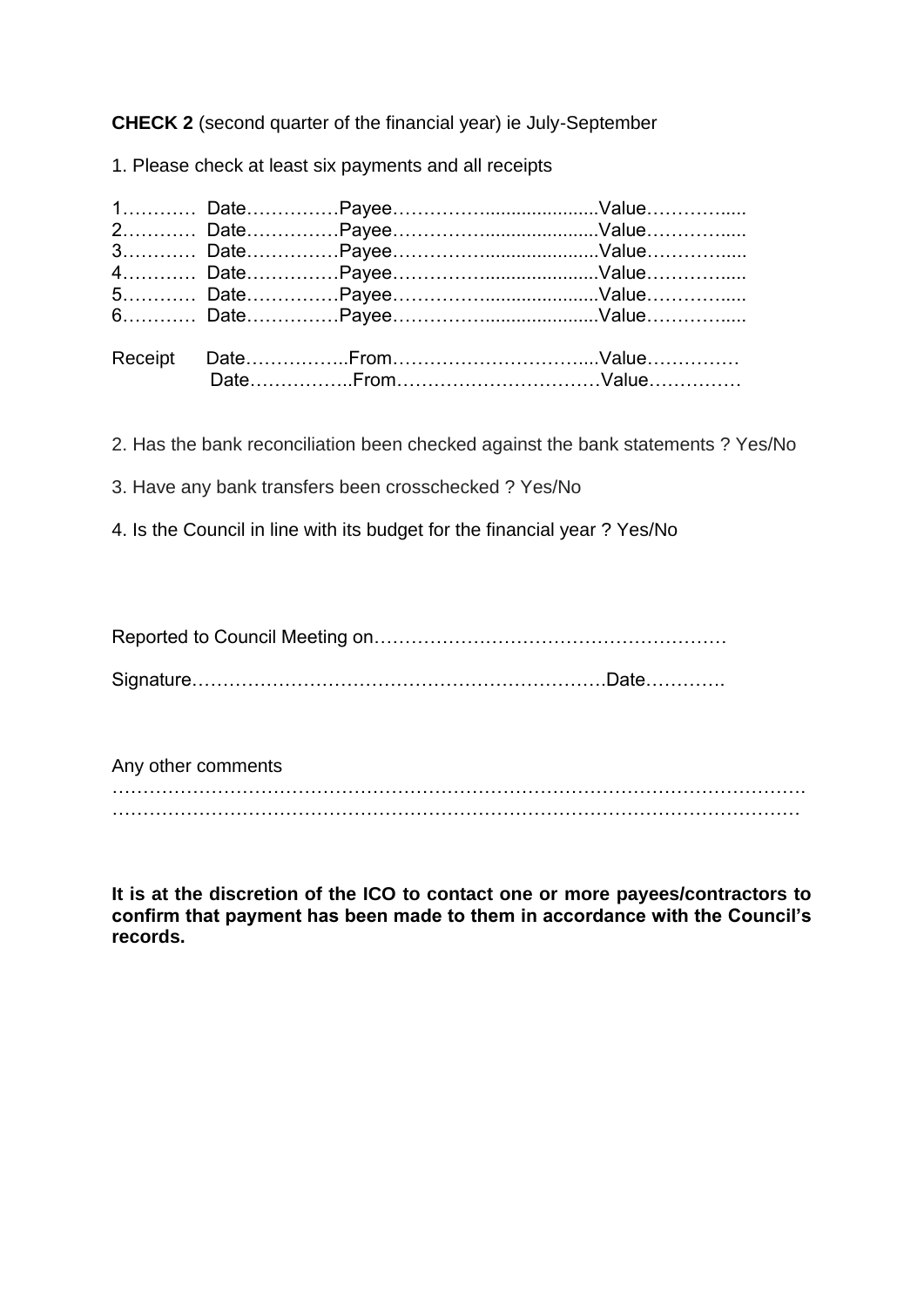**CHECK 2** (second quarter of the financial year) ie July-September

1. Please check at least six payments and all receipts

1………… Date……………Payee………………....................Value…………....
2………… Date……………Payee………………....................Value…………....
3………… Date……………Payee………………....................Value…………....
4………… Date……………Payee………………....................Value…………....
5………… Date……………Payee………………....................Value…………....
6………… Date……………Payee………………....................Value…………....

Receipt Date……………..From…………………………....Value……………
Date……………..From……………………………Value……………

2. Has the bank reconciliation been checked against the bank statements ? Yes/No

3. Have any bank transfers been crosschecked ? Yes/No

4. Is the Council in line with its budget for the financial year ? Yes/No

Reported to Council Meeting on…………………………………………………

Signature………………………………………………………….Date………….

Any other comments
……………………………………………………………………………………………
……………………………………………………………………………………………

**It is at the discretion of the ICO to contact one or more payees/contractors to confirm that payment has been made to them in accordance with the Council's records.**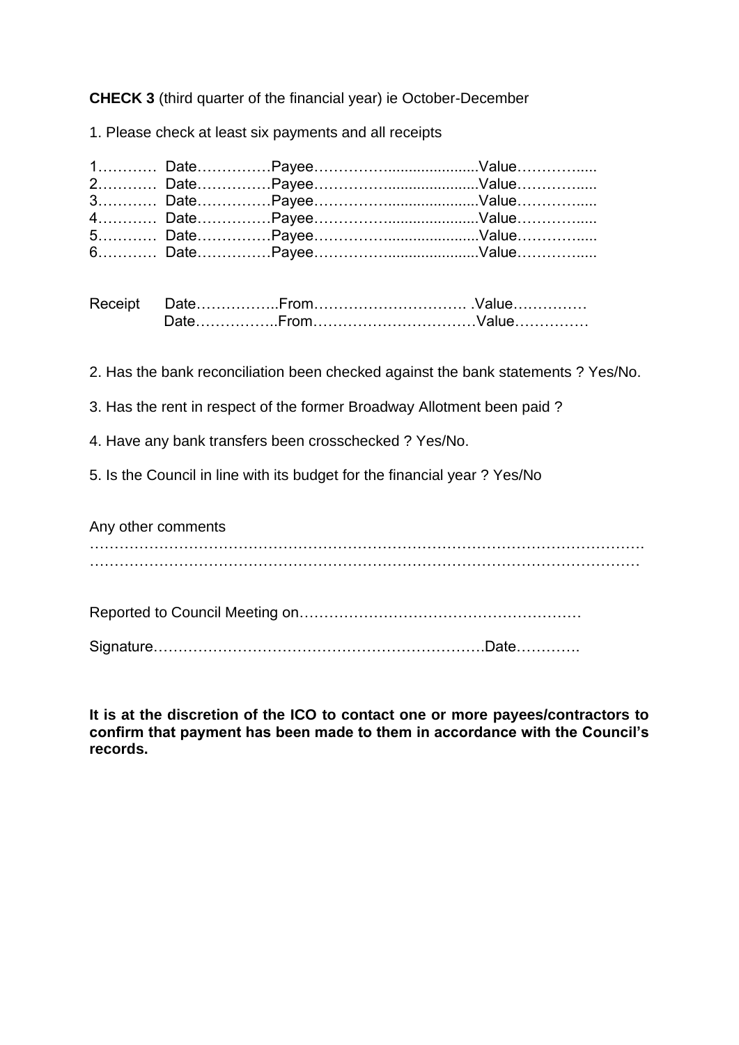**CHECK 3** (third quarter of the financial year) ie October-December

1. Please check at least six payments and all receipts

1………… Date……………Payee……………......................Value…………....
2………… Date……………Payee……………......................Value…………....
3………… Date……………Payee……………......................Value…………....
4………… Date……………Payee……………......................Value…………....
5………… Date……………Payee……………......................Value…………....
6………… Date……………Payee……………......................Value…………....

Receipt Date……………..From…………………………. .Value……………
Date……………..From……………………………Value……………

2. Has the bank reconciliation been checked against the bank statements ? Yes/No.

3. Has the rent in respect of the former Broadway Allotment been paid ?

4. Have any bank transfers been crosschecked ? Yes/No.

5. Is the Council in line with its budget for the financial year ? Yes/No

Any other comments
……………………………………………………………………………………………….
………………………………………………………………………………………………

Reported to Council Meeting on…………………………………………………

Signature………………………………………………………….Date………….

**It is at the discretion of the ICO to contact one or more payees/contractors to confirm that payment has been made to them in accordance with the Council's records.**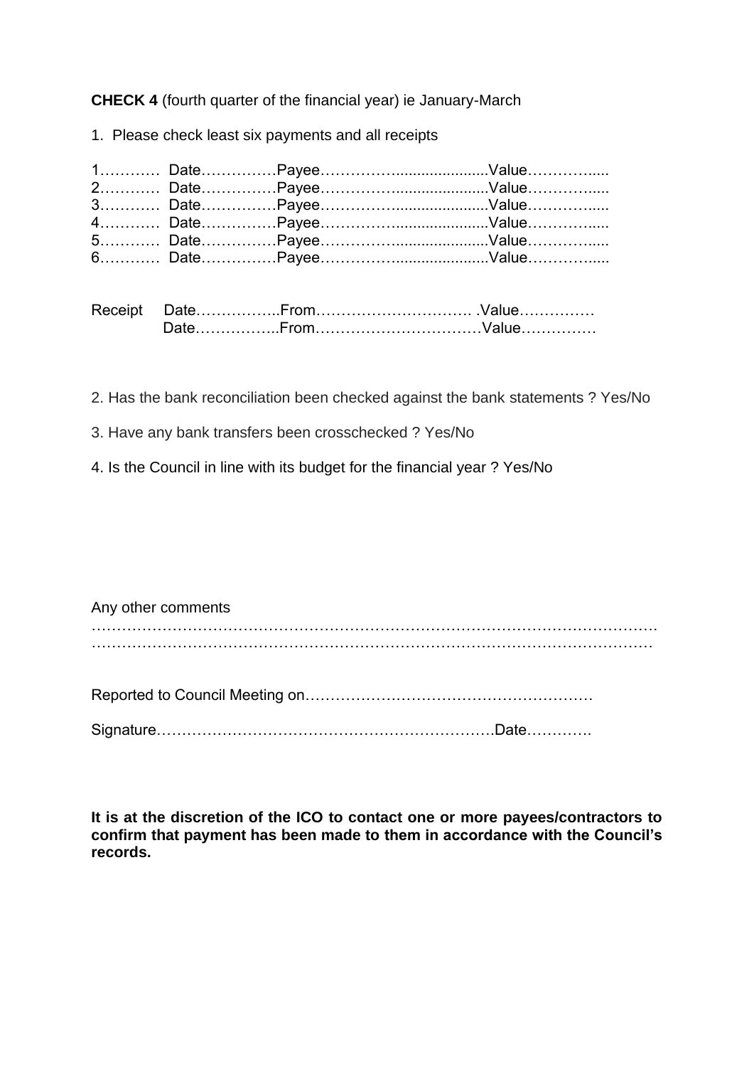**CHECK 4** (fourth quarter of the financial year) ie January-March

1. Please check least six payments and all receipts

1………… Date……………Payee………………...................Value…………....
2………… Date……………Payee………………...................Value…………....
3………… Date……………Payee………………...................Value…………....
4………… Date……………Payee………………...................Value…………....
5………… Date……………Payee………………...................Value…………....
6………… Date……………Payee………………...................Value…………....

Receipt Date……………..From………………………… .Value……………
Date……………..From……………………………Value……………

2. Has the bank reconciliation been checked against the bank statements ? Yes/No

3. Have any bank transfers been crosschecked ? Yes/No

4. Is the Council in line with its budget for the financial year ? Yes/No

Any other comments
……………………………………………………………………………………………….
……………………………………………………………………………………………

Reported to Council Meeting on…………………………………………………

Signature………………………………………………………….Date………….

**It is at the discretion of the ICO to contact one or more payees/contractors to confirm that payment has been made to them in accordance with the Council's records.**